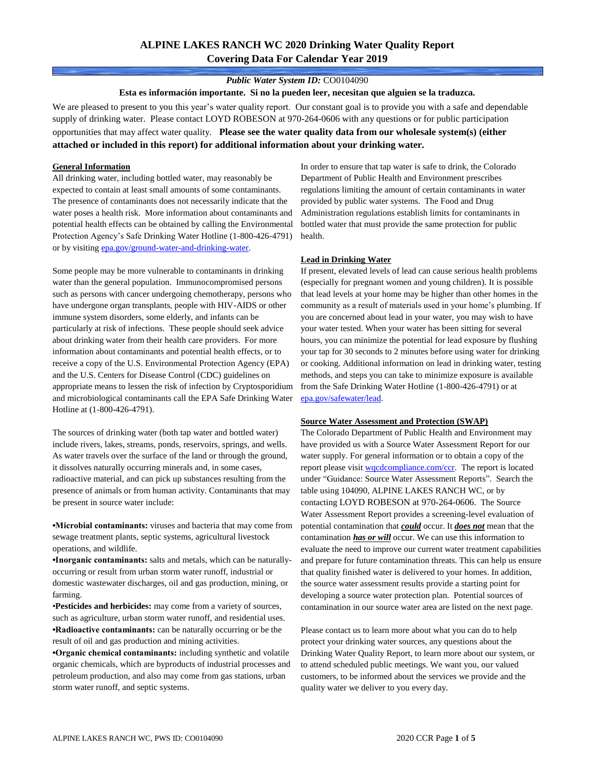# ALPINE LAKES RANCH WC 2020 Drinking Water Quality Report
## Covering Data For Calendar Year 2019

***Public Water System ID:*** CO0104090

**Esta es información importante. Si no la pueden leer, necesitan que alguien se la traduzca.**

We are pleased to present to you this year's water quality report. Our constant goal is to provide you with a safe and dependable supply of drinking water. Please contact LOYD ROBESON at 970-264-0606 with any questions or for public participation opportunities that may affect water quality. **Please see the water quality data from our wholesale system(s) (either attached or included in this report) for additional information about your drinking water.**

### General Information

All drinking water, including bottled water, may reasonably be expected to contain at least small amounts of some contaminants. The presence of contaminants does not necessarily indicate that the water poses a health risk. More information about contaminants and potential health effects can be obtained by calling the Environmental Protection Agency's Safe Drinking Water Hotline (1-800-426-4791) or by visiting epa.gov/ground-water-and-drinking-water.

Some people may be more vulnerable to contaminants in drinking water than the general population. Immunocompromised persons such as persons with cancer undergoing chemotherapy, persons who have undergone organ transplants, people with HIV-AIDS or other immune system disorders, some elderly, and infants can be particularly at risk of infections. These people should seek advice about drinking water from their health care providers. For more information about contaminants and potential health effects, or to receive a copy of the U.S. Environmental Protection Agency (EPA) and the U.S. Centers for Disease Control (CDC) guidelines on appropriate means to lessen the risk of infection by Cryptosporidium and microbiological contaminants call the EPA Safe Drinking Water Hotline at (1-800-426-4791).

The sources of drinking water (both tap water and bottled water) include rivers, lakes, streams, ponds, reservoirs, springs, and wells. As water travels over the surface of the land or through the ground, it dissolves naturally occurring minerals and, in some cases, radioactive material, and can pick up substances resulting from the presence of animals or from human activity. Contaminants that may be present in source water include:

- **Microbial contaminants:** viruses and bacteria that may come from sewage treatment plants, septic systems, agricultural livestock operations, and wildlife.
- **Inorganic contaminants:** salts and metals, which can be naturally-occurring or result from urban storm water runoff, industrial or domestic wastewater discharges, oil and gas production, mining, or farming.
- **Pesticides and herbicides:** may come from a variety of sources, such as agriculture, urban storm water runoff, and residential uses.
- **Radioactive contaminants:** can be naturally occurring or be the result of oil and gas production and mining activities.
- **Organic chemical contaminants:** including synthetic and volatile organic chemicals, which are byproducts of industrial processes and petroleum production, and also may come from gas stations, urban storm water runoff, and septic systems.

In order to ensure that tap water is safe to drink, the Colorado Department of Public Health and Environment prescribes regulations limiting the amount of certain contaminants in water provided by public water systems. The Food and Drug Administration regulations establish limits for contaminants in bottled water that must provide the same protection for public health.

### Lead in Drinking Water

If present, elevated levels of lead can cause serious health problems (especially for pregnant women and young children). It is possible that lead levels at your home may be higher than other homes in the community as a result of materials used in your home's plumbing. If you are concerned about lead in your water, you may wish to have your water tested. When your water has been sitting for several hours, you can minimize the potential for lead exposure by flushing your tap for 30 seconds to 2 minutes before using water for drinking or cooking. Additional information on lead in drinking water, testing methods, and steps you can take to minimize exposure is available from the Safe Drinking Water Hotline (1-800-426-4791) or at epa.gov/safewater/lead.

### Source Water Assessment and Protection (SWAP)

The Colorado Department of Public Health and Environment may have provided us with a Source Water Assessment Report for our water supply. For general information or to obtain a copy of the report please visit wqcdcompliance.com/ccr. The report is located under "Guidance: Source Water Assessment Reports". Search the table using 104090, ALPINE LAKES RANCH WC, or by contacting LOYD ROBESON at 970-264-0606. The Source Water Assessment Report provides a screening-level evaluation of potential contamination that ***could*** occur. It ***does not*** mean that the contamination ***has or will*** occur. We can use this information to evaluate the need to improve our current water treatment capabilities and prepare for future contamination threats. This can help us ensure that quality finished water is delivered to your homes. In addition, the source water assessment results provide a starting point for developing a source water protection plan. Potential sources of contamination in our source water area are listed on the next page.

Please contact us to learn more about what you can do to help protect your drinking water sources, any questions about the Drinking Water Quality Report, to learn more about our system, or to attend scheduled public meetings. We want you, our valued customers, to be informed about the services we provide and the quality water we deliver to you every day.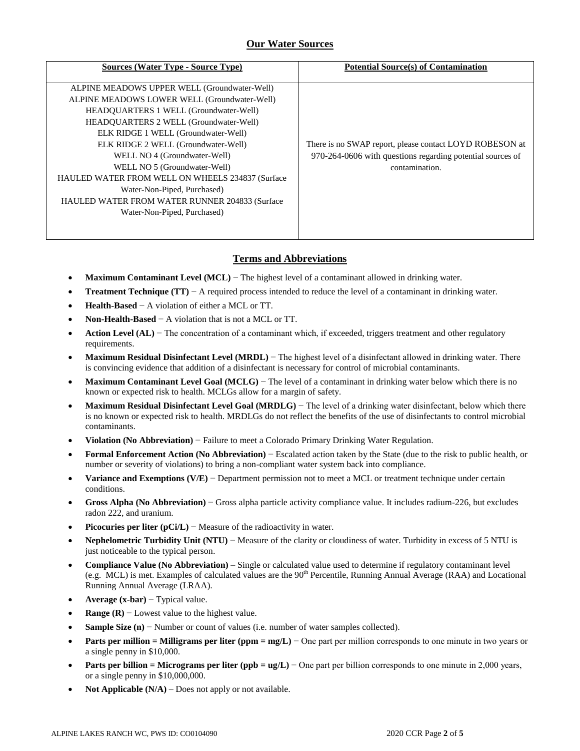## Our Water Sources

| Sources (Water Type - Source Type) | Potential Source(s) of Contamination |
|---|---|
| ALPINE MEADOWS UPPER WELL (Groundwater-Well)<br>ALPINE MEADOWS LOWER WELL (Groundwater-Well)<br>HEADQUARTERS 1 WELL (Groundwater-Well)<br>HEADQUARTERS 2 WELL (Groundwater-Well)<br>ELK RIDGE 1 WELL (Groundwater-Well)<br>ELK RIDGE 2 WELL (Groundwater-Well)<br>WELL NO 4 (Groundwater-Well)<br>WELL NO 5 (Groundwater-Well)<br>HAULED WATER FROM WELL ON WHEELS 234837 (Surface Water-Non-Piped, Purchased)<br>HAULED WATER FROM WATER RUNNER 204833 (Surface Water-Non-Piped, Purchased) | There is no SWAP report, please contact LOYD ROBESON at 970-264-0606 with questions regarding potential sources of contamination. |

## Terms and Abbreviations

- **Maximum Contaminant Level (MCL)** − The highest level of a contaminant allowed in drinking water.
- **Treatment Technique (TT)** − A required process intended to reduce the level of a contaminant in drinking water.
- **Health-Based** − A violation of either a MCL or TT.
- **Non-Health-Based** − A violation that is not a MCL or TT.
- **Action Level (AL)** − The concentration of a contaminant which, if exceeded, triggers treatment and other regulatory requirements.
- **Maximum Residual Disinfectant Level (MRDL)** − The highest level of a disinfectant allowed in drinking water. There is convincing evidence that addition of a disinfectant is necessary for control of microbial contaminants.
- **Maximum Contaminant Level Goal (MCLG)** − The level of a contaminant in drinking water below which there is no known or expected risk to health. MCLGs allow for a margin of safety.
- **Maximum Residual Disinfectant Level Goal (MRDLG)** − The level of a drinking water disinfectant, below which there is no known or expected risk to health. MRDLGs do not reflect the benefits of the use of disinfectants to control microbial contaminants.
- **Violation (No Abbreviation)** − Failure to meet a Colorado Primary Drinking Water Regulation.
- **Formal Enforcement Action (No Abbreviation)** − Escalated action taken by the State (due to the risk to public health, or number or severity of violations) to bring a non-compliant water system back into compliance.
- **Variance and Exemptions (V/E)** − Department permission not to meet a MCL or treatment technique under certain conditions.
- **Gross Alpha (No Abbreviation)** − Gross alpha particle activity compliance value. It includes radium-226, but excludes radon 222, and uranium.
- **Picocuries per liter (pCi/L)** − Measure of the radioactivity in water.
- **Nephelometric Turbidity Unit (NTU)** − Measure of the clarity or cloudiness of water. Turbidity in excess of 5 NTU is just noticeable to the typical person.
- **Compliance Value (No Abbreviation)** – Single or calculated value used to determine if regulatory contaminant level (e.g. MCL) is met. Examples of calculated values are the 90th Percentile, Running Annual Average (RAA) and Locational Running Annual Average (LRAA).
- **Average (x-bar)** − Typical value.
- **Range (R)** − Lowest value to the highest value.
- **Sample Size (n)** − Number or count of values (i.e. number of water samples collected).
- **Parts per million = Milligrams per liter (ppm = mg/L)** − One part per million corresponds to one minute in two years or a single penny in $10,000.
- **Parts per billion = Micrograms per liter (ppb = ug/L)** − One part per billion corresponds to one minute in 2,000 years, or a single penny in $10,000,000.
- **Not Applicable (N/A)** – Does not apply or not available.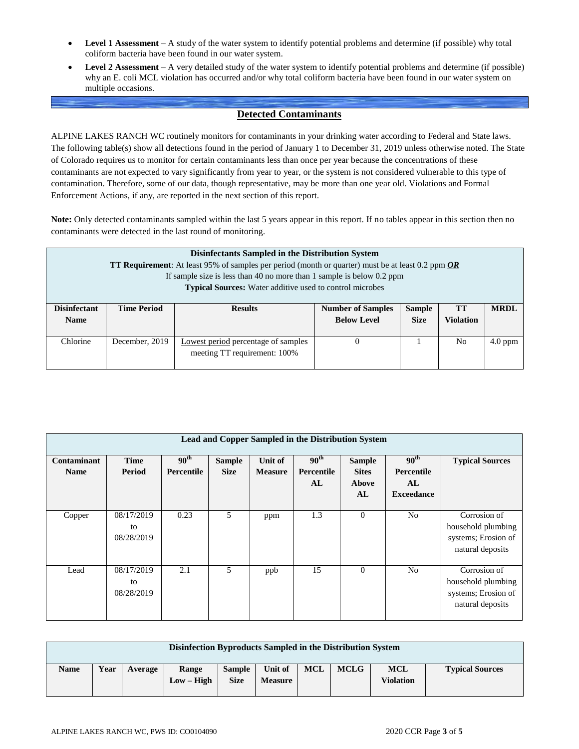- **Level 1 Assessment** – A study of the water system to identify potential problems and determine (if possible) why total coliform bacteria have been found in our water system.
- **Level 2 Assessment** – A very detailed study of the water system to identify potential problems and determine (if possible) why an E. coli MCL violation has occurred and/or why total coliform bacteria have been found in our water system on multiple occasions.

## Detected Contaminants

ALPINE LAKES RANCH WC routinely monitors for contaminants in your drinking water according to Federal and State laws. The following table(s) show all detections found in the period of January 1 to December 31, 2019 unless otherwise noted. The State of Colorado requires us to monitor for certain contaminants less than once per year because the concentrations of these contaminants are not expected to vary significantly from year to year, or the system is not considered vulnerable to this type of contamination. Therefore, some of our data, though representative, may be more than one year old. Violations and Formal Enforcement Actions, if any, are reported in the next section of this report.

**Note:** Only detected contaminants sampled within the last 5 years appear in this report. If no tables appear in this section then no contaminants were detected in the last round of monitoring.

**Disinfectants Sampled in the Distribution System**
**TT Requirement**: At least 95% of samples per period (month or quarter) must be at least 0.2 ppm ***OR***
If sample size is less than 40 no more than 1 sample is below 0.2 ppm
**Typical Sources:** Water additive used to control microbes

| Disinfectant Name | Time Period | Results | Number of Samples Below Level | Sample Size | TT Violation | MRDL |
|---|---|---|---|---|---|---|
| Chlorine | December, 2019 | Lowest period percentage of samples meeting TT requirement: 100% | 0 | 1 | No | 4.0 ppm |

**Lead and Copper Sampled in the Distribution System**

| Contaminant Name | Time Period | 90th Percentile | Sample Size | Unit of Measure | 90th Percentile AL | Sample Sites Above AL | 90th Percentile AL Exceedance | Typical Sources |
|---|---|---|---|---|---|---|---|---|
| Copper | 08/17/2019 to 08/28/2019 | 0.23 | 5 | ppm | 1.3 | 0 | No | Corrosion of household plumbing systems; Erosion of natural deposits |
| Lead | 08/17/2019 to 08/28/2019 | 2.1 | 5 | ppb | 15 | 0 | No | Corrosion of household plumbing systems; Erosion of natural deposits |

**Disinfection Byproducts Sampled in the Distribution System**

| Name | Year | Average | Range Low – High | Sample Size | Unit of Measure | MCL | MCLG | MCL Violation | Typical Sources |
|---|---|---|---|---|---|---|---|---|---|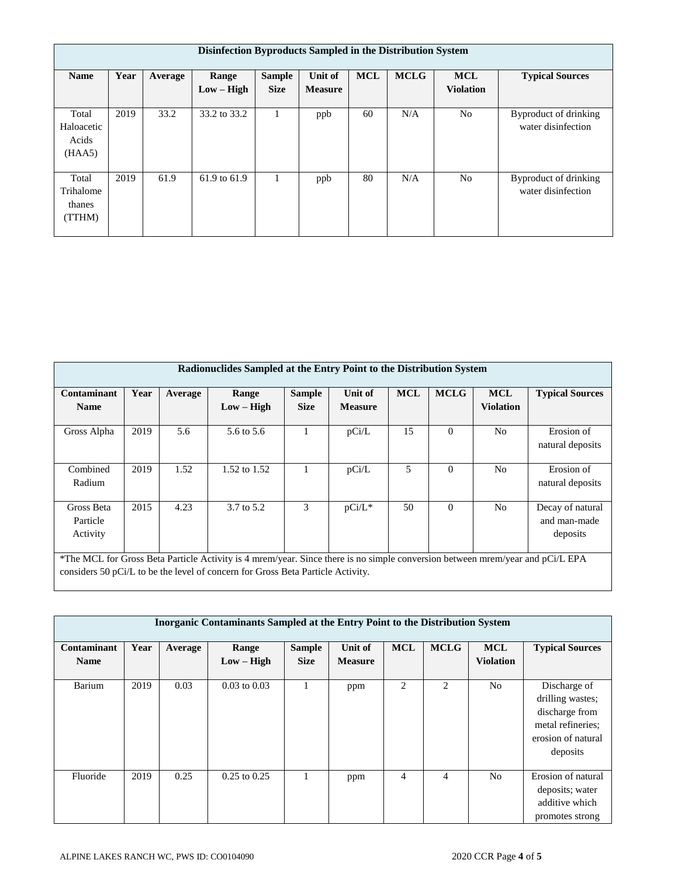| Disinfection Byproducts Sampled in the Distribution System | | | | | | | | | |
|---|---|---|---|---|---|---|---|---|---|
| **Name** | **Year** | **Average** | **Range Low – High** | **Sample Size** | **Unit of Measure** | **MCL** | **MCLG** | **MCL Violation** | **Typical Sources** |
| Total Haloacetic Acids (HAA5) | 2019 | 33.2 | 33.2 to 33.2 | 1 | ppb | 60 | N/A | No | Byproduct of drinking water disinfection |
| Total Trihalomethanes (TTHM) | 2019 | 61.9 | 61.9 to 61.9 | 1 | ppb | 80 | N/A | No | Byproduct of drinking water disinfection |

| Radionuclides Sampled at the Entry Point to the Distribution System | | | | | | | | | |
|---|---|---|---|---|---|---|---|---|---|
| **Contaminant Name** | **Year** | **Average** | **Range Low – High** | **Sample Size** | **Unit of Measure** | **MCL** | **MCLG** | **MCL Violation** | **Typical Sources** |
| Gross Alpha | 2019 | 5.6 | 5.6 to 5.6 | 1 | pCi/L | 15 | 0 | No | Erosion of natural deposits |
| Combined Radium | 2019 | 1.52 | 1.52 to 1.52 | 1 | pCi/L | 5 | 0 | No | Erosion of natural deposits |
| Gross Beta Particle Activity | 2015 | 4.23 | 3.7 to 5.2 | 3 | pCi/L* | 50 | 0 | No | Decay of natural and man-made deposits |

*The MCL for Gross Beta Particle Activity is 4 mrem/year. Since there is no simple conversion between mrem/year and pCi/L EPA considers 50 pCi/L to be the level of concern for Gross Beta Particle Activity.

| Inorganic Contaminants Sampled at the Entry Point to the Distribution System | | | | | | | | | |
|---|---|---|---|---|---|---|---|---|---|
| **Contaminant Name** | **Year** | **Average** | **Range Low – High** | **Sample Size** | **Unit of Measure** | **MCL** | **MCLG** | **MCL Violation** | **Typical Sources** |
| Barium | 2019 | 0.03 | 0.03 to 0.03 | 1 | ppm | 2 | 2 | No | Discharge of drilling wastes; discharge from metal refineries; erosion of natural deposits |
| Fluoride | 2019 | 0.25 | 0.25 to 0.25 | 1 | ppm | 4 | 4 | No | Erosion of natural deposits; water additive which promotes strong |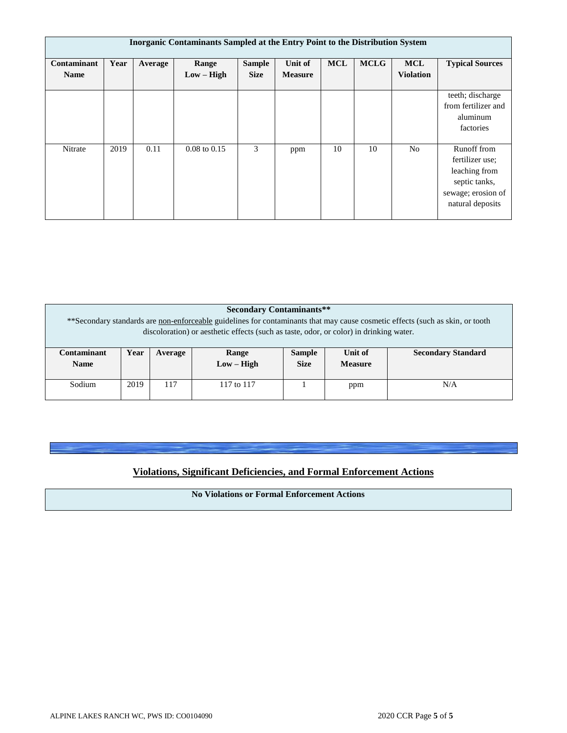| Inorganic Contaminants Sampled at the Entry Point to the Distribution System | | | | | | | | | |
|---|---|---|---|---|---|---|---|---|---|
| **Contaminant Name** | **Year** | **Average** | **Range Low – High** | **Sample Size** | **Unit of Measure** | **MCL** | **MCLG** | **MCL Violation** | **Typical Sources** |
| | | | | | | | | | teeth; discharge from fertilizer and aluminum factories |
| Nitrate | 2019 | 0.11 | 0.08 to 0.15 | 3 | ppm | 10 | 10 | No | Runoff from fertilizer use; leaching from septic tanks, sewage; erosion of natural deposits |

| Secondary Contaminants** **Secondary standards are non-enforceable guidelines for contaminants that may cause cosmetic effects (such as skin, or tooth discoloration) or aesthetic effects (such as taste, odor, or color) in drinking water. | | | | | | |
|---|---|---|---|---|---|---|
| **Contaminant Name** | **Year** | **Average** | **Range Low – High** | **Sample Size** | **Unit of Measure** | **Secondary Standard** |
| Sodium | 2019 | 117 | 117 to 117 | 1 | ppm | N/A |

## Violations, Significant Deficiencies, and Formal Enforcement Actions

**No Violations or Formal Enforcement Actions**